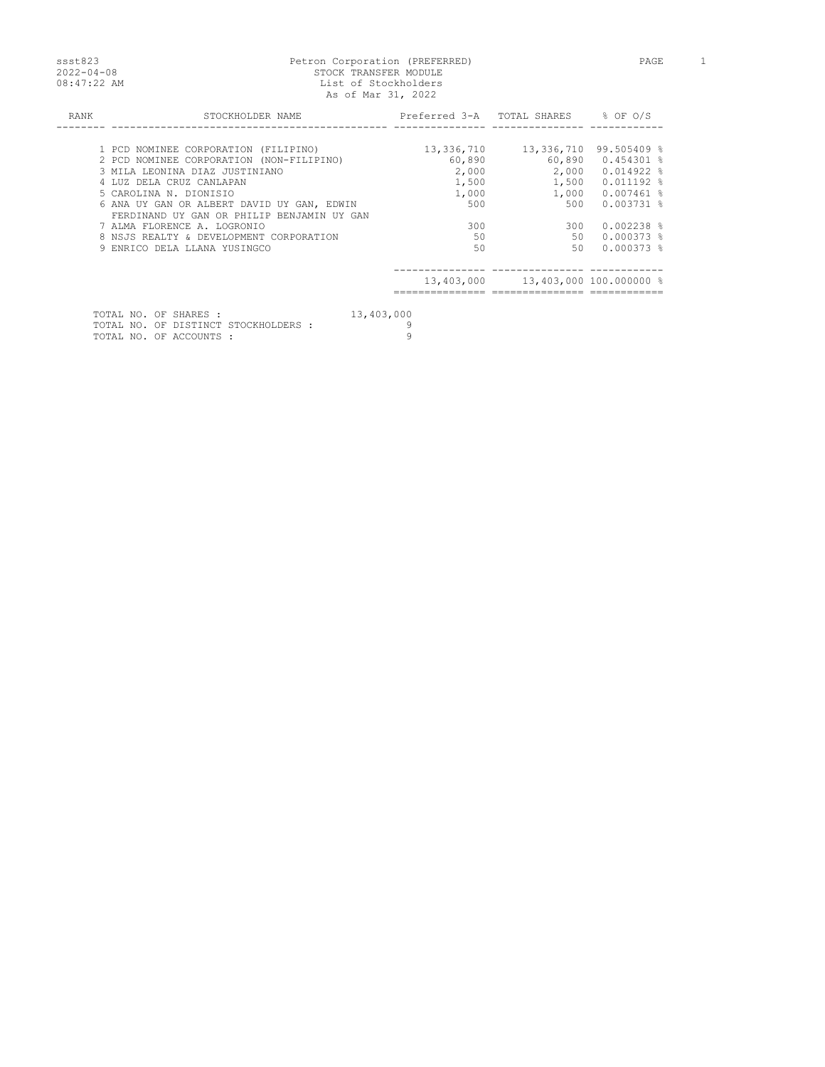ssst823
2022-04-08
08:47:22 AM

# Petron Corporation (PREFERRED)

STOCK TRANSFER MODULE
List of Stockholders
As of Mar 31, 2022

| RANK | STOCKHOLDER NAME | Preferred 3-A | TOTAL SHARES | % OF O/S |
|---|---|---|---|---|
| 1 | PCD NOMINEE CORPORATION (FILIPINO) | 13,336,710 | 13,336,710 | 99.505409 % |
| 2 | PCD NOMINEE CORPORATION (NON-FILIPINO) | 60,890 | 60,890 | 0.454301 % |
| 3 | MILA LEONINA DIAZ JUSTINIANO | 2,000 | 2,000 | 0.014922 % |
| 4 | LUZ DELA CRUZ CANLAPAN | 1,500 | 1,500 | 0.011192 % |
| 5 | CAROLINA N. DIONISIO | 1,000 | 1,000 | 0.007461 % |
| 6 | ANA UY GAN OR ALBERT DAVID UY GAN, EDWIN FERDINAND UY GAN OR PHILIP BENJAMIN UY GAN | 500 | 500 | 0.003731 % |
| 7 | ALMA FLORENCE A. LOGRONIO | 300 | 300 | 0.002238 % |
| 8 | NSJS REALTY & DEVELOPMENT CORPORATION | 50 | 50 | 0.000373 % |
| 9 | ENRICO DELA LLANA YUSINGCO | 50 | 50 | 0.000373 % |
| | | 13,403,000 | 13,403,000 | 100.000000 % |

TOTAL NO. OF SHARES : 13,403,000
TOTAL NO. OF DISTINCT STOCKHOLDERS : 9
TOTAL NO. OF ACCOUNTS : 9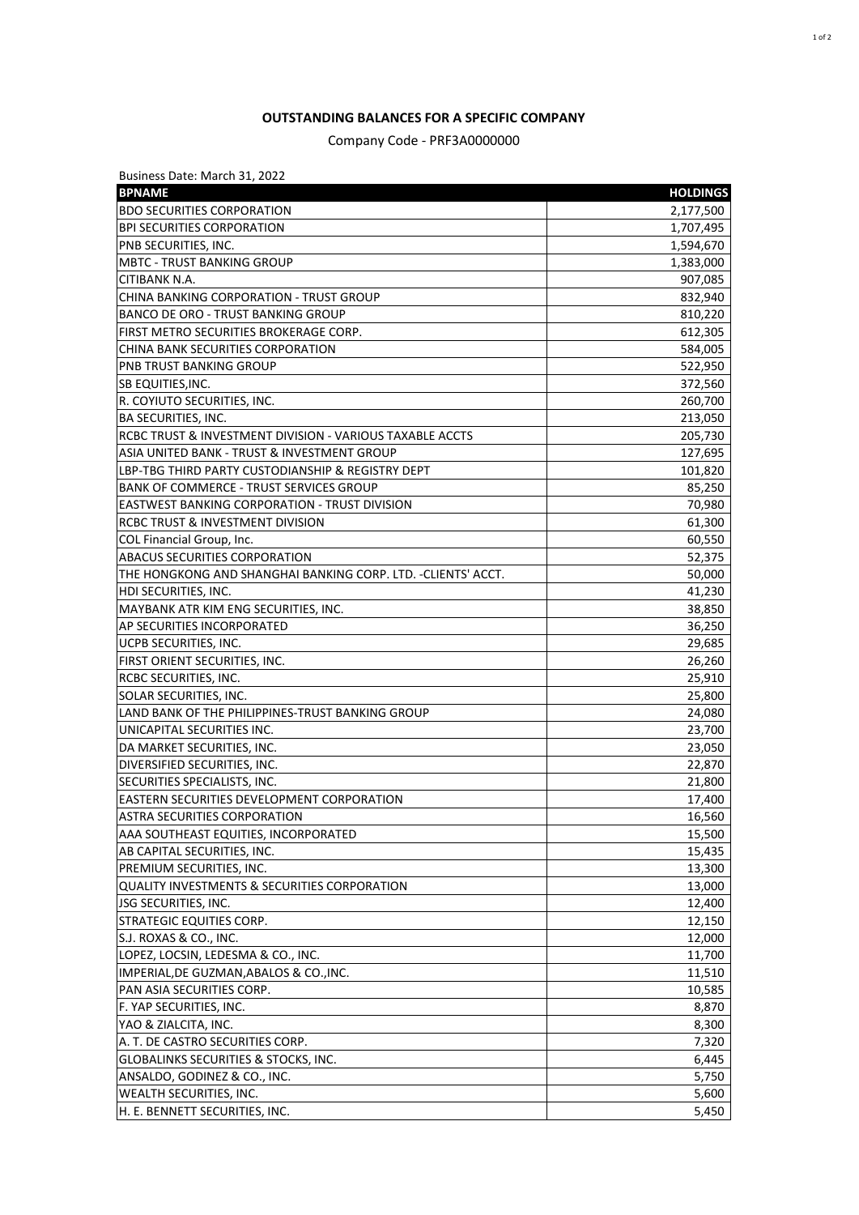**OUTSTANDING BALANCES FOR A SPECIFIC COMPANY**

Company Code - PRF3A0000000

Business Date: March 31, 2022

| BPNAME | HOLDINGS |
| --- | --- |
| BDO SECURITIES CORPORATION | 2,177,500 |
| BPI SECURITIES CORPORATION | 1,707,495 |
| PNB SECURITIES, INC. | 1,594,670 |
| MBTC - TRUST BANKING GROUP | 1,383,000 |
| CITIBANK N.A. | 907,085 |
| CHINA BANKING CORPORATION - TRUST GROUP | 832,940 |
| BANCO DE ORO - TRUST BANKING GROUP | 810,220 |
| FIRST METRO SECURITIES BROKERAGE CORP. | 612,305 |
| CHINA BANK SECURITIES CORPORATION | 584,005 |
| PNB TRUST BANKING GROUP | 522,950 |
| SB EQUITIES,INC. | 372,560 |
| R. COYIUTO SECURITIES, INC. | 260,700 |
| BA SECURITIES, INC. | 213,050 |
| RCBC TRUST & INVESTMENT DIVISION - VARIOUS TAXABLE ACCTS | 205,730 |
| ASIA UNITED BANK - TRUST & INVESTMENT GROUP | 127,695 |
| LBP-TBG THIRD PARTY CUSTODIANSHIP & REGISTRY DEPT | 101,820 |
| BANK OF COMMERCE - TRUST SERVICES GROUP | 85,250 |
| EASTWEST BANKING CORPORATION - TRUST DIVISION | 70,980 |
| RCBC TRUST & INVESTMENT DIVISION | 61,300 |
| COL Financial Group, Inc. | 60,550 |
| ABACUS SECURITIES CORPORATION | 52,375 |
| THE HONGKONG AND SHANGHAI BANKING CORP. LTD. -CLIENTS' ACCT. | 50,000 |
| HDI SECURITIES, INC. | 41,230 |
| MAYBANK ATR KIM ENG SECURITIES, INC. | 38,850 |
| AP SECURITIES INCORPORATED | 36,250 |
| UCPB SECURITIES, INC. | 29,685 |
| FIRST ORIENT SECURITIES, INC. | 26,260 |
| RCBC SECURITIES, INC. | 25,910 |
| SOLAR SECURITIES, INC. | 25,800 |
| LAND BANK OF THE PHILIPPINES-TRUST BANKING GROUP | 24,080 |
| UNICAPITAL SECURITIES INC. | 23,700 |
| DA MARKET SECURITIES, INC. | 23,050 |
| DIVERSIFIED SECURITIES, INC. | 22,870 |
| SECURITIES SPECIALISTS, INC. | 21,800 |
| EASTERN SECURITIES DEVELOPMENT CORPORATION | 17,400 |
| ASTRA SECURITIES CORPORATION | 16,560 |
| AAA SOUTHEAST EQUITIES, INCORPORATED | 15,500 |
| AB CAPITAL SECURITIES, INC. | 15,435 |
| PREMIUM SECURITIES, INC. | 13,300 |
| QUALITY INVESTMENTS & SECURITIES CORPORATION | 13,000 |
| JSG SECURITIES, INC. | 12,400 |
| STRATEGIC EQUITIES CORP. | 12,150 |
| S.J. ROXAS & CO., INC. | 12,000 |
| LOPEZ, LOCSIN, LEDESMA & CO., INC. | 11,700 |
| IMPERIAL,DE GUZMAN,ABALOS & CO.,INC. | 11,510 |
| PAN ASIA SECURITIES CORP. | 10,585 |
| F. YAP SECURITIES, INC. | 8,870 |
| YAO & ZIALCITA, INC. | 8,300 |
| A. T. DE CASTRO SECURITIES CORP. | 7,320 |
| GLOBALINKS SECURITIES & STOCKS, INC. | 6,445 |
| ANSALDO, GODINEZ & CO., INC. | 5,750 |
| WEALTH SECURITIES, INC. | 5,600 |
| H. E. BENNETT SECURITIES, INC. | 5,450 |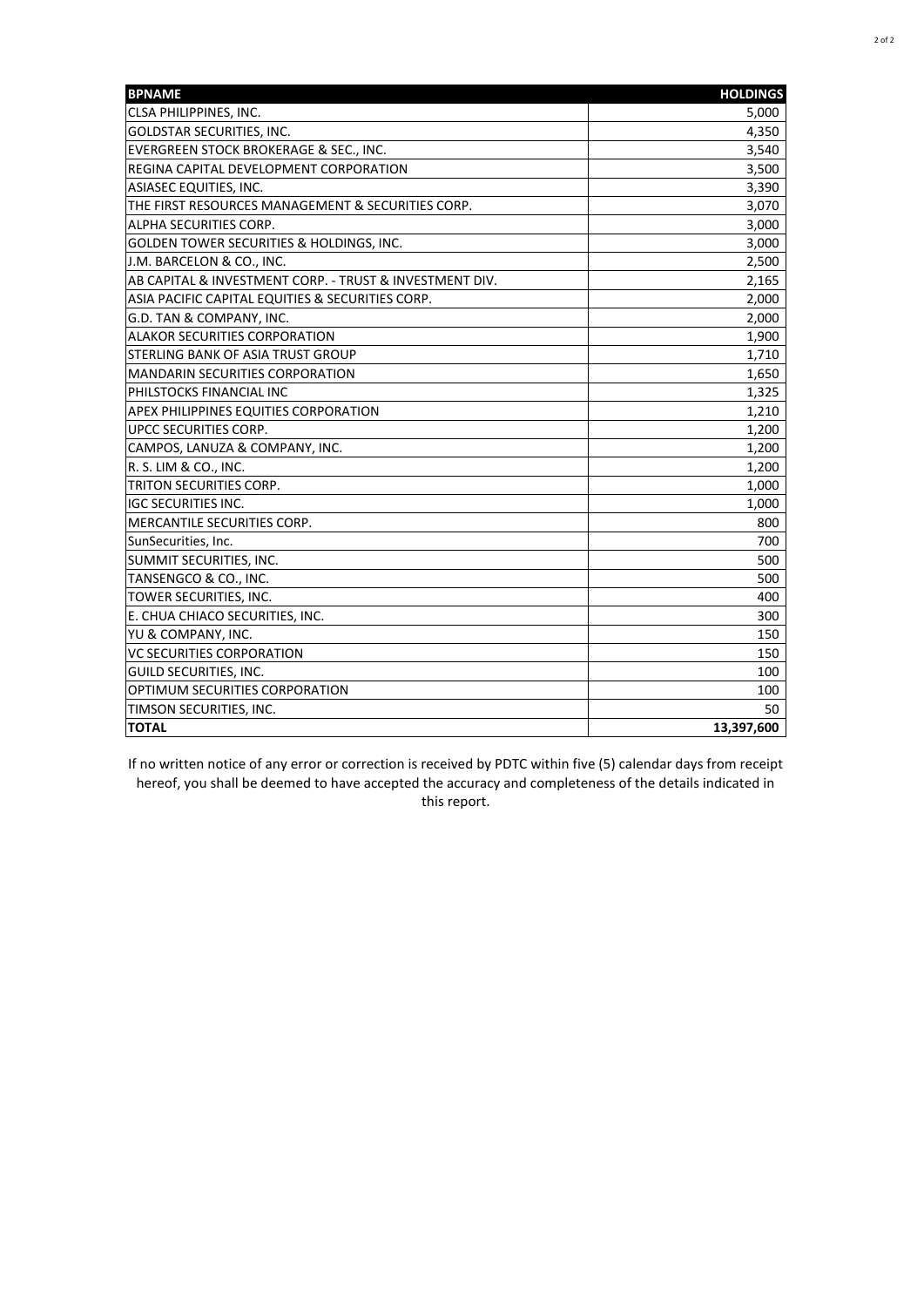| BPNAME | HOLDINGS |
|---|---|
| CLSA PHILIPPINES, INC. | 5,000 |
| GOLDSTAR SECURITIES, INC. | 4,350 |
| EVERGREEN STOCK BROKERAGE & SEC., INC. | 3,540 |
| REGINA CAPITAL DEVELOPMENT CORPORATION | 3,500 |
| ASIASEC EQUITIES, INC. | 3,390 |
| THE FIRST RESOURCES MANAGEMENT & SECURITIES CORP. | 3,070 |
| ALPHA SECURITIES CORP. | 3,000 |
| GOLDEN TOWER SECURITIES & HOLDINGS, INC. | 3,000 |
| J.M. BARCELON & CO., INC. | 2,500 |
| AB CAPITAL & INVESTMENT CORP. - TRUST & INVESTMENT DIV. | 2,165 |
| ASIA PACIFIC CAPITAL EQUITIES & SECURITIES CORP. | 2,000 |
| G.D. TAN & COMPANY, INC. | 2,000 |
| ALAKOR SECURITIES CORPORATION | 1,900 |
| STERLING BANK OF ASIA TRUST GROUP | 1,710 |
| MANDARIN SECURITIES CORPORATION | 1,650 |
| PHILSTOCKS FINANCIAL INC | 1,325 |
| APEX PHILIPPINES EQUITIES CORPORATION | 1,210 |
| UPCC SECURITIES CORP. | 1,200 |
| CAMPOS, LANUZA & COMPANY, INC. | 1,200 |
| R. S. LIM & CO., INC. | 1,200 |
| TRITON SECURITIES CORP. | 1,000 |
| IGC SECURITIES INC. | 1,000 |
| MERCANTILE SECURITIES CORP. | 800 |
| SunSecurities, Inc. | 700 |
| SUMMIT SECURITIES, INC. | 500 |
| TANSENGCO & CO., INC. | 500 |
| TOWER SECURITIES, INC. | 400 |
| E. CHUA CHIACO SECURITIES, INC. | 300 |
| YU & COMPANY, INC. | 150 |
| VC SECURITIES CORPORATION | 150 |
| GUILD SECURITIES, INC. | 100 |
| OPTIMUM SECURITIES CORPORATION | 100 |
| TIMSON SECURITIES, INC. | 50 |
| **TOTAL** | **13,397,600** |

If no written notice of any error or correction is received by PDTC within five (5) calendar days from receipt hereof, you shall be deemed to have accepted the accuracy and completeness of the details indicated in this report.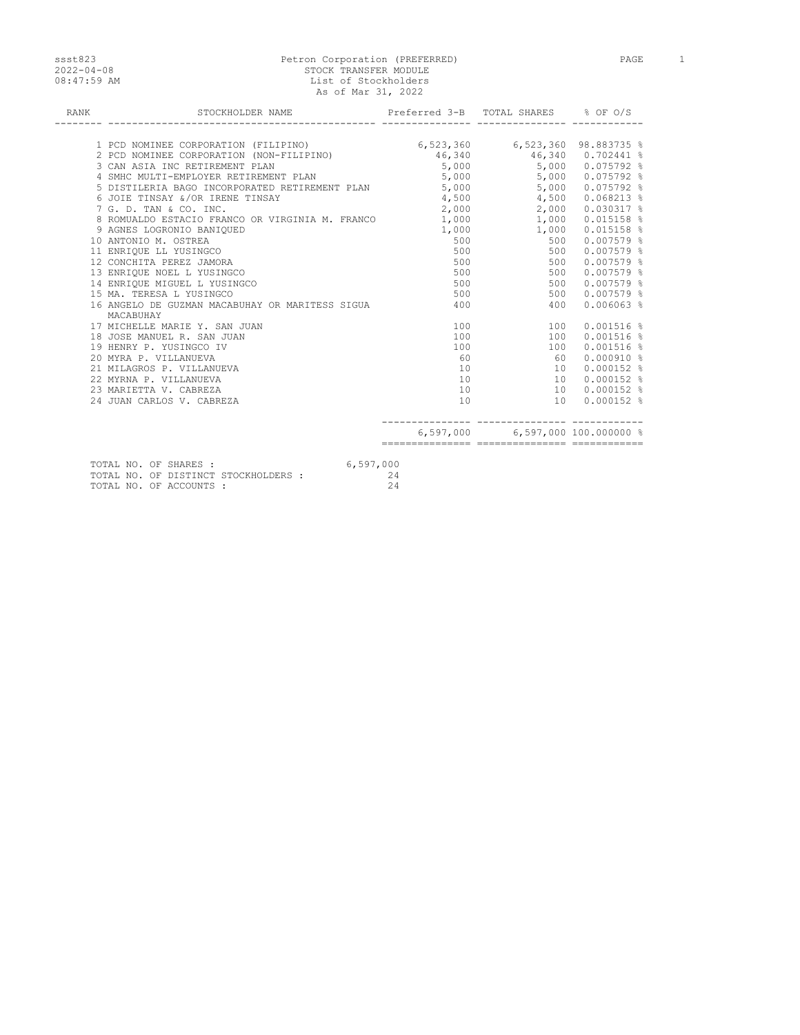ssst823
2022-04-08
08:47:59 AM

# Petron Corporation (PREFERRED)

STOCK TRANSFER MODULE
List of Stockholders
As of Mar 31, 2022

| RANK | STOCKHOLDER NAME | Preferred 3-B | TOTAL SHARES | % OF O/S |
|---|---|---|---|---|
| 1 | PCD NOMINEE CORPORATION (FILIPINO) | 6,523,360 | 6,523,360 | 98.883735 % |
| 2 | PCD NOMINEE CORPORATION (NON-FILIPINO) | 46,340 | 46,340 | 0.702441 % |
| 3 | CAN ASIA INC RETIREMENT PLAN | 5,000 | 5,000 | 0.075792 % |
| 4 | SMHC MULTI-EMPLOYER RETIREMENT PLAN | 5,000 | 5,000 | 0.075792 % |
| 5 | DISTILERIA BAGO INCORPORATED RETIREMENT PLAN | 5,000 | 5,000 | 0.075792 % |
| 6 | JOIE TINSAY &/OR IRENE TINSAY | 4,500 | 4,500 | 0.068213 % |
| 7 | G. D. TAN & CO. INC. | 2,000 | 2,000 | 0.030317 % |
| 8 | ROMUALDO ESTACIO FRANCO OR VIRGINIA M. FRANCO | 1,000 | 1,000 | 0.015158 % |
| 9 | AGNES LOGRONIO BANIQUED | 1,000 | 1,000 | 0.015158 % |
| 10 | ANTONIO M. OSTREA | 500 | 500 | 0.007579 % |
| 11 | ENRIQUE LL YUSINGCO | 500 | 500 | 0.007579 % |
| 12 | CONCHITA PEREZ JAMORA | 500 | 500 | 0.007579 % |
| 13 | ENRIQUE NOEL L YUSINGCO | 500 | 500 | 0.007579 % |
| 14 | ENRIQUE MIGUEL L YUSINGCO | 500 | 500 | 0.007579 % |
| 15 | MA. TERESA L YUSINGCO | 500 | 500 | 0.007579 % |
| 16 | ANGELO DE GUZMAN MACABUHAY OR MARITESS SIGUA MACABUHAY | 400 | 400 | 0.006063 % |
| 17 | MICHELLE MARIE Y. SAN JUAN | 100 | 100 | 0.001516 % |
| 18 | JOSE MANUEL R. SAN JUAN | 100 | 100 | 0.001516 % |
| 19 | HENRY P. YUSINGCO IV | 100 | 100 | 0.001516 % |
| 20 | MYRA P. VILLANUEVA | 60 | 60 | 0.000910 % |
| 21 | MILAGROS P. VILLANUEVA | 10 | 10 | 0.000152 % |
| 22 | MYRNA P. VILLANUEVA | 10 | 10 | 0.000152 % |
| 23 | MARIETTA V. CABREZA | 10 | 10 | 0.000152 % |
| 24 | JUAN CARLOS V. CABREZA | 10 | 10 | 0.000152 % |
| | | 6,597,000 | 6,597,000 | 100.000000 % |

TOTAL NO. OF SHARES : 6,597,000
TOTAL NO. OF DISTINCT STOCKHOLDERS : 24
TOTAL NO. OF ACCOUNTS : 24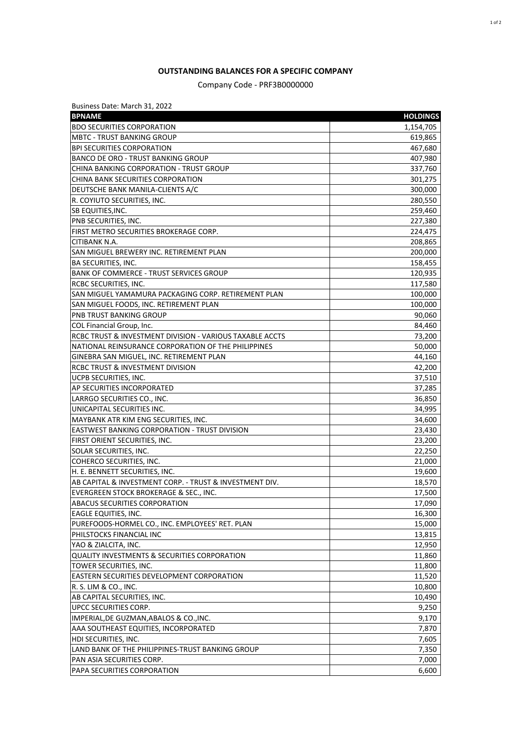# OUTSTANDING BALANCES FOR A SPECIFIC COMPANY

Company Code - PRF3B0000000

Business Date: March 31, 2022

| BPNAME | HOLDINGS |
|---|---|
| BDO SECURITIES CORPORATION | 1,154,705 |
| MBTC - TRUST BANKING GROUP | 619,865 |
| BPI SECURITIES CORPORATION | 467,680 |
| BANCO DE ORO - TRUST BANKING GROUP | 407,980 |
| CHINA BANKING CORPORATION - TRUST GROUP | 337,760 |
| CHINA BANK SECURITIES CORPORATION | 301,275 |
| DEUTSCHE BANK MANILA-CLIENTS A/C | 300,000 |
| R. COYIUTO SECURITIES, INC. | 280,550 |
| SB EQUITIES,INC. | 259,460 |
| PNB SECURITIES, INC. | 227,380 |
| FIRST METRO SECURITIES BROKERAGE CORP. | 224,475 |
| CITIBANK N.A. | 208,865 |
| SAN MIGUEL BREWERY INC. RETIREMENT PLAN | 200,000 |
| BA SECURITIES, INC. | 158,455 |
| BANK OF COMMERCE - TRUST SERVICES GROUP | 120,935 |
| RCBC SECURITIES, INC. | 117,580 |
| SAN MIGUEL YAMAMURA PACKAGING CORP. RETIREMENT PLAN | 100,000 |
| SAN MIGUEL FOODS, INC. RETIREMENT PLAN | 100,000 |
| PNB TRUST BANKING GROUP | 90,060 |
| COL Financial Group, Inc. | 84,460 |
| RCBC TRUST & INVESTMENT DIVISION - VARIOUS TAXABLE ACCTS | 73,200 |
| NATIONAL REINSURANCE CORPORATION OF THE PHILIPPINES | 50,000 |
| GINEBRA SAN MIGUEL, INC. RETIREMENT PLAN | 44,160 |
| RCBC TRUST & INVESTMENT DIVISION | 42,200 |
| UCPB SECURITIES, INC. | 37,510 |
| AP SECURITIES INCORPORATED | 37,285 |
| LARRGO SECURITIES CO., INC. | 36,850 |
| UNICAPITAL SECURITIES INC. | 34,995 |
| MAYBANK ATR KIM ENG SECURITIES, INC. | 34,600 |
| EASTWEST BANKING CORPORATION - TRUST DIVISION | 23,430 |
| FIRST ORIENT SECURITIES, INC. | 23,200 |
| SOLAR SECURITIES, INC. | 22,250 |
| COHERCO SECURITIES, INC. | 21,000 |
| H. E. BENNETT SECURITIES, INC. | 19,600 |
| AB CAPITAL & INVESTMENT CORP. - TRUST & INVESTMENT DIV. | 18,570 |
| EVERGREEN STOCK BROKERAGE & SEC., INC. | 17,500 |
| ABACUS SECURITIES CORPORATION | 17,090 |
| EAGLE EQUITIES, INC. | 16,300 |
| PUREFOODS-HORMEL CO., INC. EMPLOYEES' RET. PLAN | 15,000 |
| PHILSTOCKS FINANCIAL INC | 13,815 |
| YAO & ZIALCITA, INC. | 12,950 |
| QUALITY INVESTMENTS & SECURITIES CORPORATION | 11,860 |
| TOWER SECURITIES, INC. | 11,800 |
| EASTERN SECURITIES DEVELOPMENT CORPORATION | 11,520 |
| R. S. LIM & CO., INC. | 10,800 |
| AB CAPITAL SECURITIES, INC. | 10,490 |
| UPCC SECURITIES CORP. | 9,250 |
| IMPERIAL,DE GUZMAN,ABALOS & CO.,INC. | 9,170 |
| AAA SOUTHEAST EQUITIES, INCORPORATED | 7,870 |
| HDI SECURITIES, INC. | 7,605 |
| LAND BANK OF THE PHILIPPINES-TRUST BANKING GROUP | 7,350 |
| PAN ASIA SECURITIES CORP. | 7,000 |
| PAPA SECURITIES CORPORATION | 6,600 |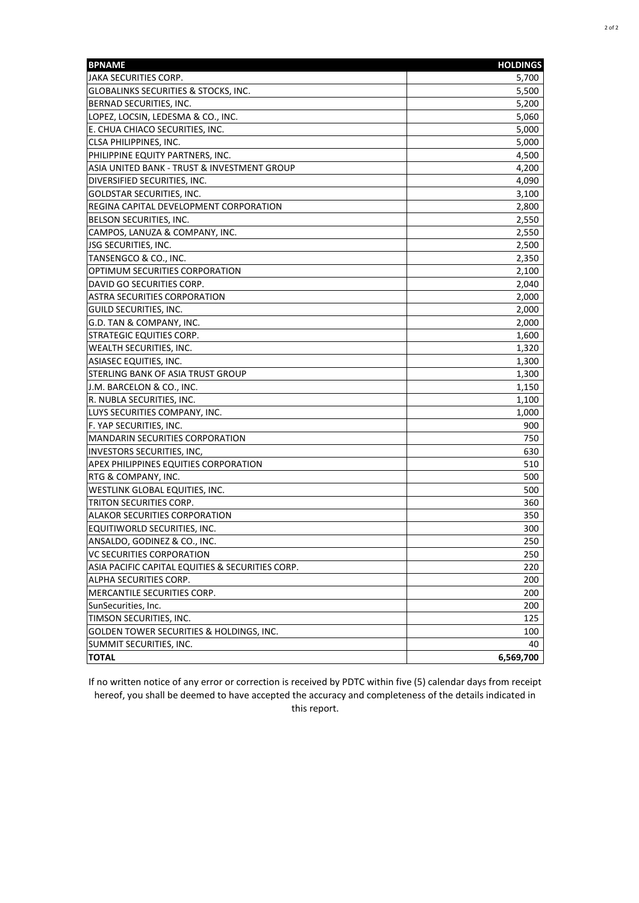| BPNAME | HOLDINGS |
|---|---|
| JAKA SECURITIES CORP. | 5,700 |
| GLOBALINKS SECURITIES & STOCKS, INC. | 5,500 |
| BERNAD SECURITIES, INC. | 5,200 |
| LOPEZ, LOCSIN, LEDESMA & CO., INC. | 5,060 |
| E. CHUA CHIACO SECURITIES, INC. | 5,000 |
| CLSA PHILIPPINES, INC. | 5,000 |
| PHILIPPINE EQUITY PARTNERS, INC. | 4,500 |
| ASIA UNITED BANK - TRUST & INVESTMENT GROUP | 4,200 |
| DIVERSIFIED SECURITIES, INC. | 4,090 |
| GOLDSTAR SECURITIES, INC. | 3,100 |
| REGINA CAPITAL DEVELOPMENT CORPORATION | 2,800 |
| BELSON SECURITIES, INC. | 2,550 |
| CAMPOS, LANUZA & COMPANY, INC. | 2,550 |
| JSG SECURITIES, INC. | 2,500 |
| TANSENGCO & CO., INC. | 2,350 |
| OPTIMUM SECURITIES CORPORATION | 2,100 |
| DAVID GO SECURITIES CORP. | 2,040 |
| ASTRA SECURITIES CORPORATION | 2,000 |
| GUILD SECURITIES, INC. | 2,000 |
| G.D. TAN & COMPANY, INC. | 2,000 |
| STRATEGIC EQUITIES CORP. | 1,600 |
| WEALTH SECURITIES, INC. | 1,320 |
| ASIASEC EQUITIES, INC. | 1,300 |
| STERLING BANK OF ASIA TRUST GROUP | 1,300 |
| J.M. BARCELON & CO., INC. | 1,150 |
| R. NUBLA SECURITIES, INC. | 1,100 |
| LUYS SECURITIES COMPANY, INC. | 1,000 |
| F. YAP SECURITIES, INC. | 900 |
| MANDARIN SECURITIES CORPORATION | 750 |
| INVESTORS SECURITIES, INC, | 630 |
| APEX PHILIPPINES EQUITIES CORPORATION | 510 |
| RTG & COMPANY, INC. | 500 |
| WESTLINK GLOBAL EQUITIES, INC. | 500 |
| TRITON SECURITIES CORP. | 360 |
| ALAKOR SECURITIES CORPORATION | 350 |
| EQUITIWORLD SECURITIES, INC. | 300 |
| ANSALDO, GODINEZ & CO., INC. | 250 |
| VC SECURITIES CORPORATION | 250 |
| ASIA PACIFIC CAPITAL EQUITIES & SECURITIES CORP. | 220 |
| ALPHA SECURITIES CORP. | 200 |
| MERCANTILE SECURITIES CORP. | 200 |
| SunSecurities, Inc. | 200 |
| TIMSON SECURITIES, INC. | 125 |
| GOLDEN TOWER SECURITIES & HOLDINGS, INC. | 100 |
| SUMMIT SECURITIES, INC. | 40 |
| **TOTAL** | **6,569,700** |

If no written notice of any error or correction is received by PDTC within five (5) calendar days from receipt hereof, you shall be deemed to have accepted the accuracy and completeness of the details indicated in this report.